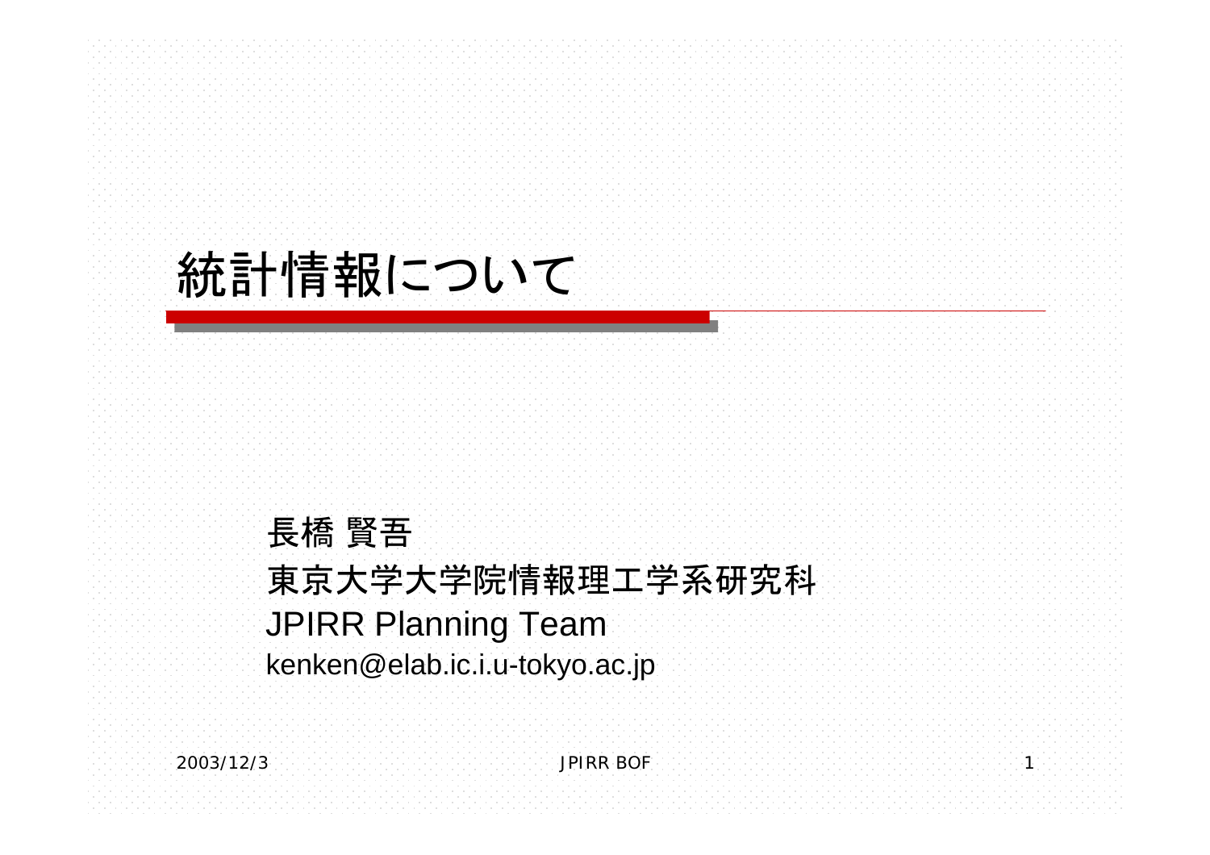# 統計情報について

長橋 賢吾
東京大学大学院情報理工学系研究科
JPIRR Planning Team
kenken@elab.ic.i.u-tokyo.ac.jp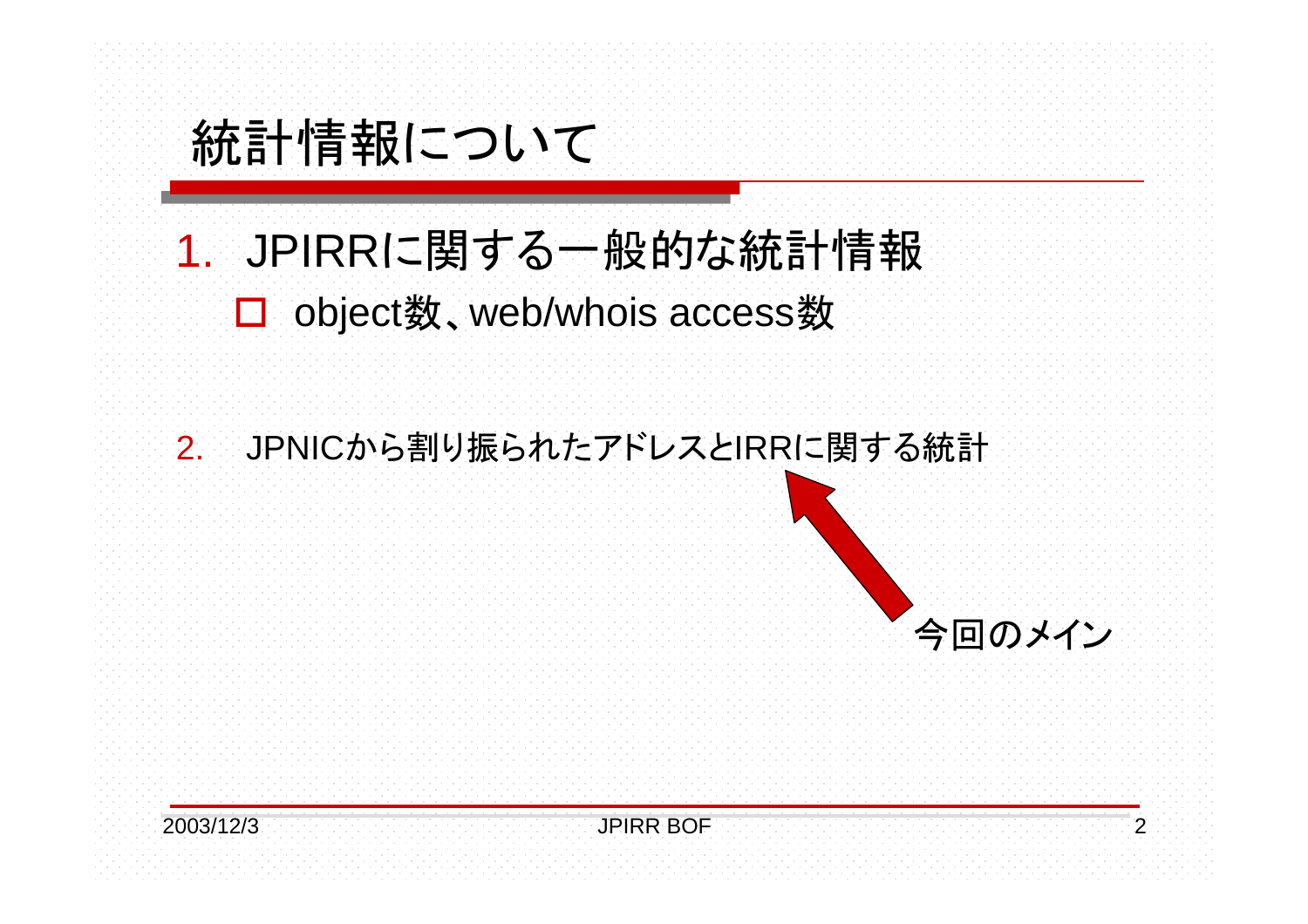# 統計情報について

1. JPIRRに関する一般的な統計情報
   - object数、web/whois access数

2. JPNICから割り振られたアドレスとIRRに関する統計

今回のメイン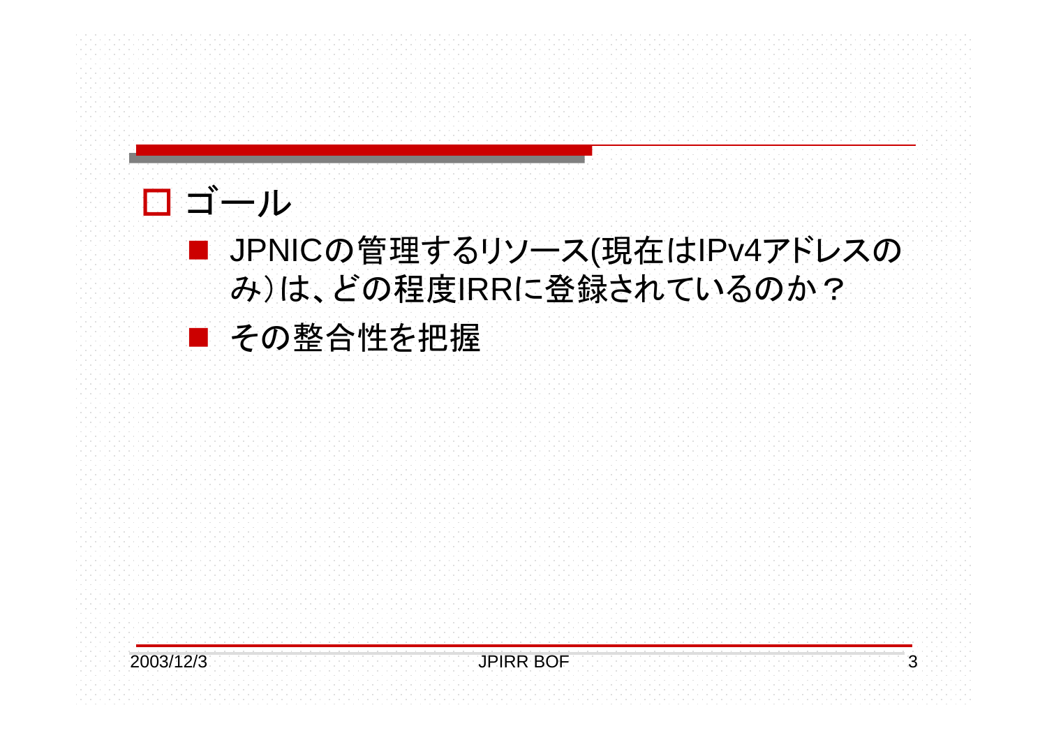- ゴール
  - JPNICの管理するリソース(現在はIPv4アドレスのみ)は、どの程度IRRに登録されているのか？
  - その整合性を把握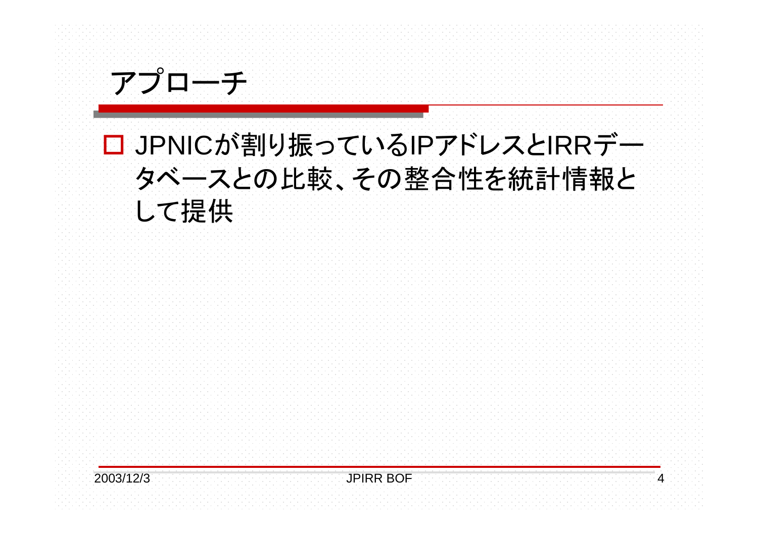# アプローチ

- JPNICが割り振っているIPアドレスとIRRデータベースとの比較、その整合性を統計情報として提供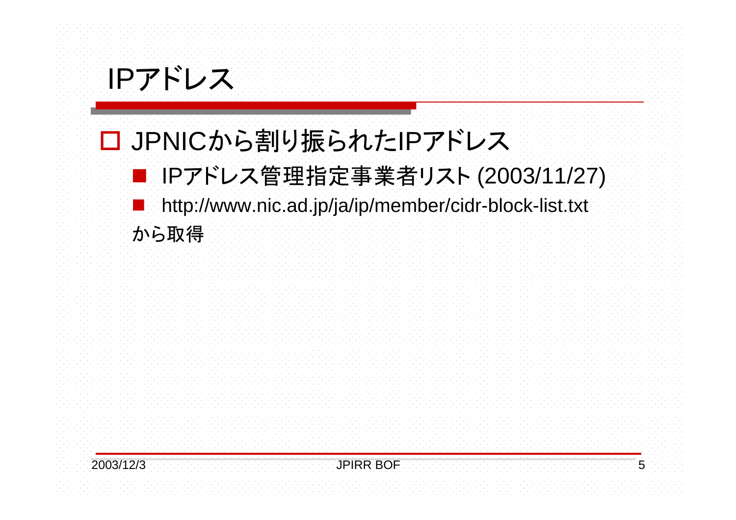# IPアドレス

- JPNICから割り振られたIPアドレス
  - IPアドレス管理指定事業者リスト (2003/11/27)
  - http://www.nic.ad.jp/ja/ip/member/cidr-block-list.txt

  から取得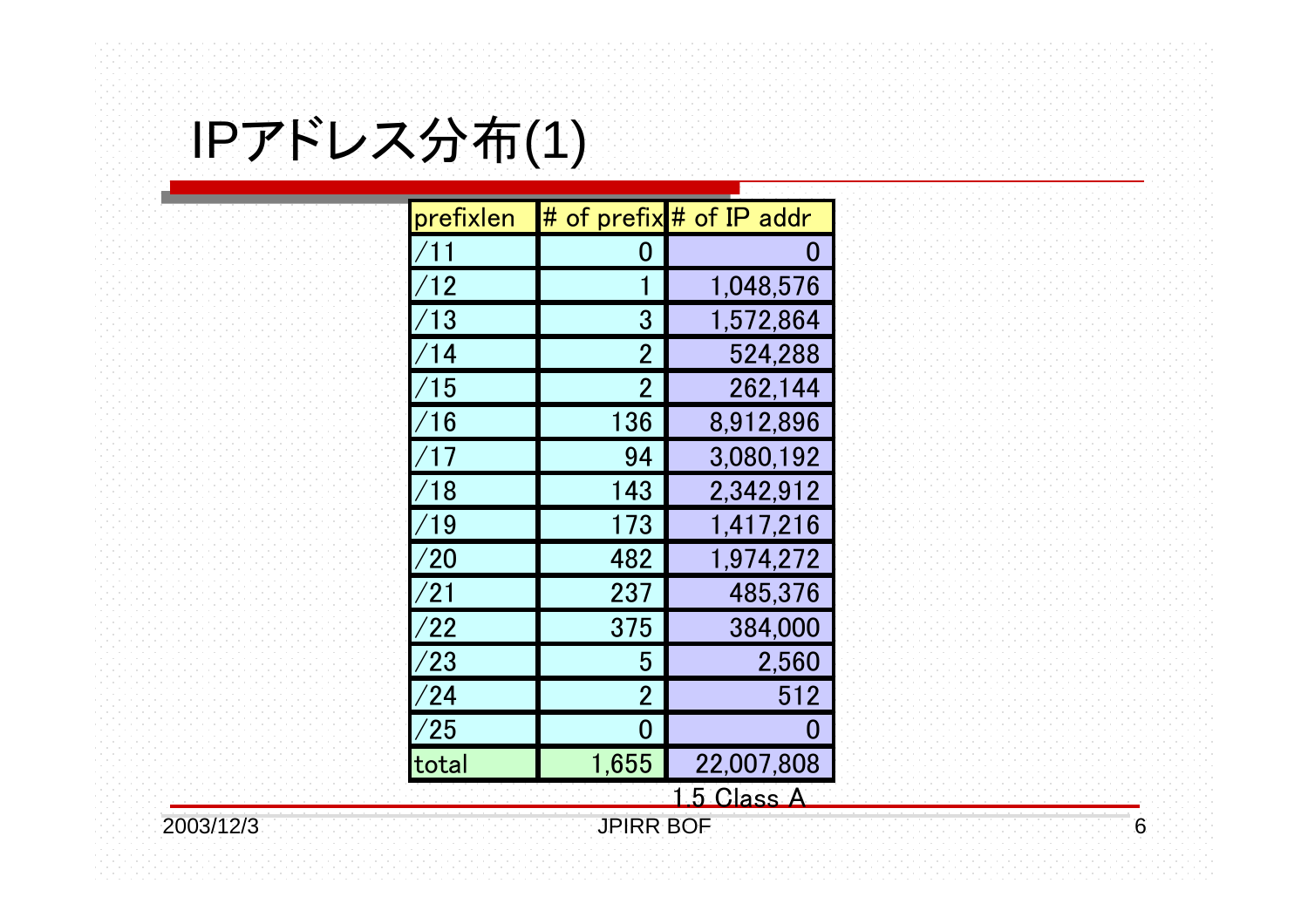# IPアドレス分布(1)

| prefixlen | # of prefix | # of IP addr |
|---|---|---|
| /11 | 0 | 0 |
| /12 | 1 | 1,048,576 |
| /13 | 3 | 1,572,864 |
| /14 | 2 | 524,288 |
| /15 | 2 | 262,144 |
| /16 | 136 | 8,912,896 |
| /17 | 94 | 3,080,192 |
| /18 | 143 | 2,342,912 |
| /19 | 173 | 1,417,216 |
| /20 | 482 | 1,974,272 |
| /21 | 237 | 485,376 |
| /22 | 375 | 384,000 |
| /23 | 5 | 2,560 |
| /24 | 2 | 512 |
| /25 | 0 | 0 |
| total | 1,655 | 22,007,808 |

1.5 Class A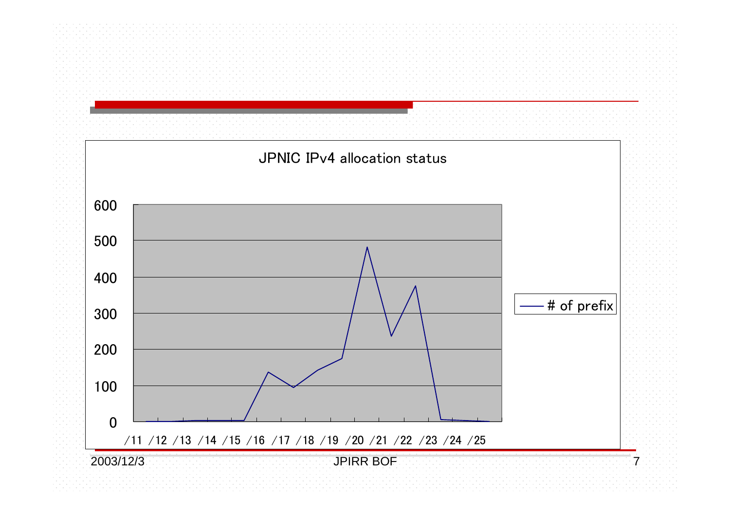JPNIC IPv4 allocation status

| | # of prefix |
|---|---|
| /11 | 0 |
| /12 | 0 |
| /13 | 1 |
| /14 | 3 |
| /15 | 3 |
| /16 | 137 |
| /17 | 95 |
| /18 | 142 |
| /19 | 175 |
| /20 | 482 |
| /21 | 236 |
| /22 | 375 |
| /23 | 5 |
| /24 | 3 |
| /25 | 0 |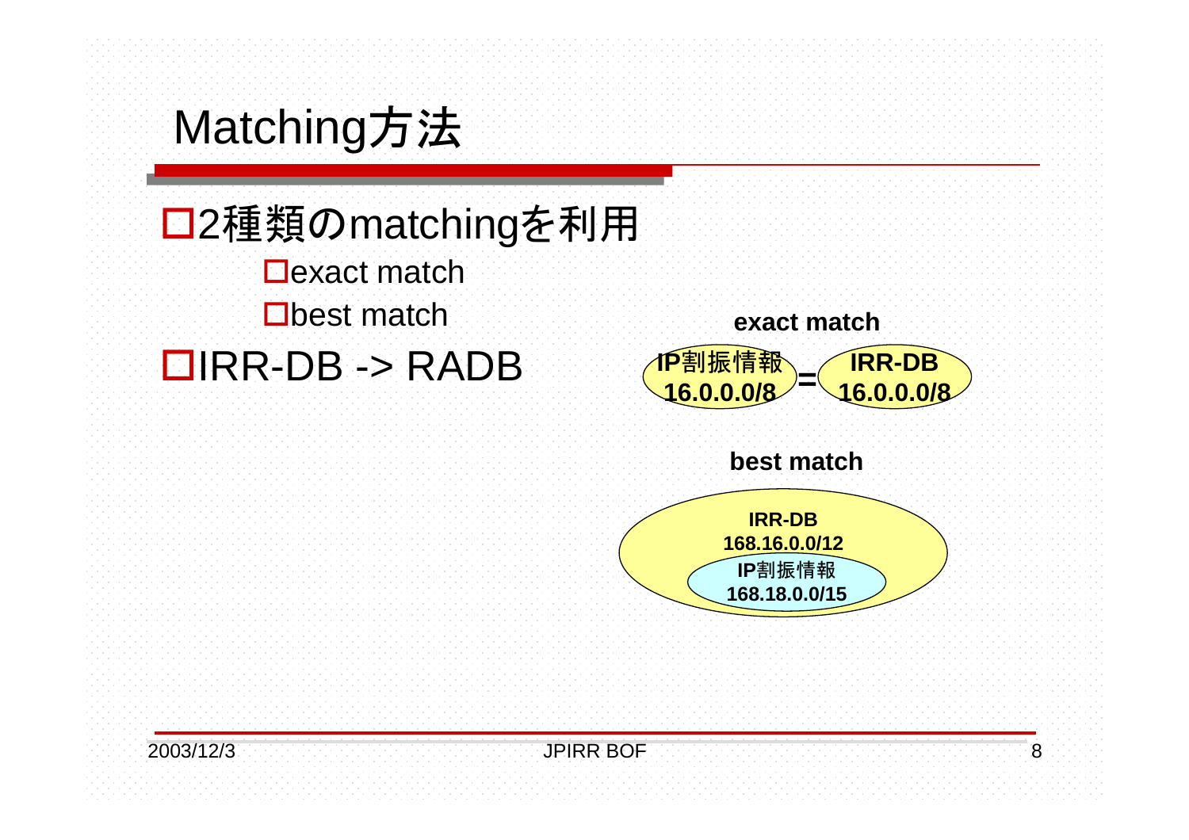# Matching方法

- 2種類のmatchingを利用
  - exact match
  - best match
- IRR-DB -> RADB

**exact match**

**IP割振情報 16.0.0.0/8** = **IRR-DB 16.0.0.0/8**

**best match**

**IRR-DB 168.16.0.0/12**

**IP割振情報 168.18.0.0/15**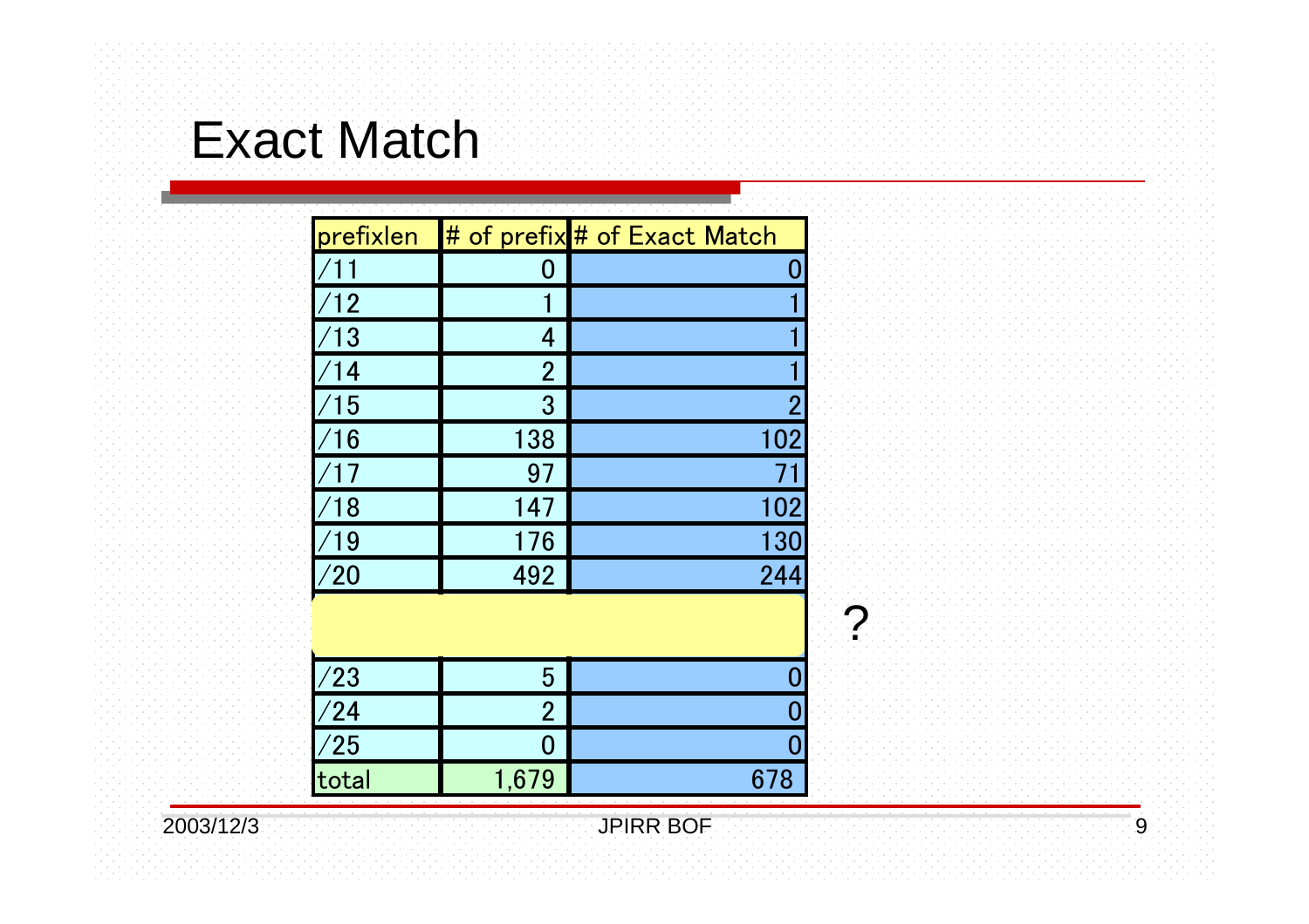# Exact Match

| prefixlen | # of prefix | # of Exact Match |
| --- | --- | --- |
| /11 | 0 | 0 |
| /12 | 1 | 1 |
| /13 | 4 | 1 |
| /14 | 2 | 1 |
| /15 | 3 | 2 |
| /16 | 138 | 102 |
| /17 | 97 | 71 |
| /18 | 147 | 102 |
| /19 | 176 | 130 |
| /20 | 492 | 244 |
| | | |
| /23 | 5 | 0 |
| /24 | 2 | 0 |
| /25 | 0 | 0 |
| total | 1,679 | 678 |

?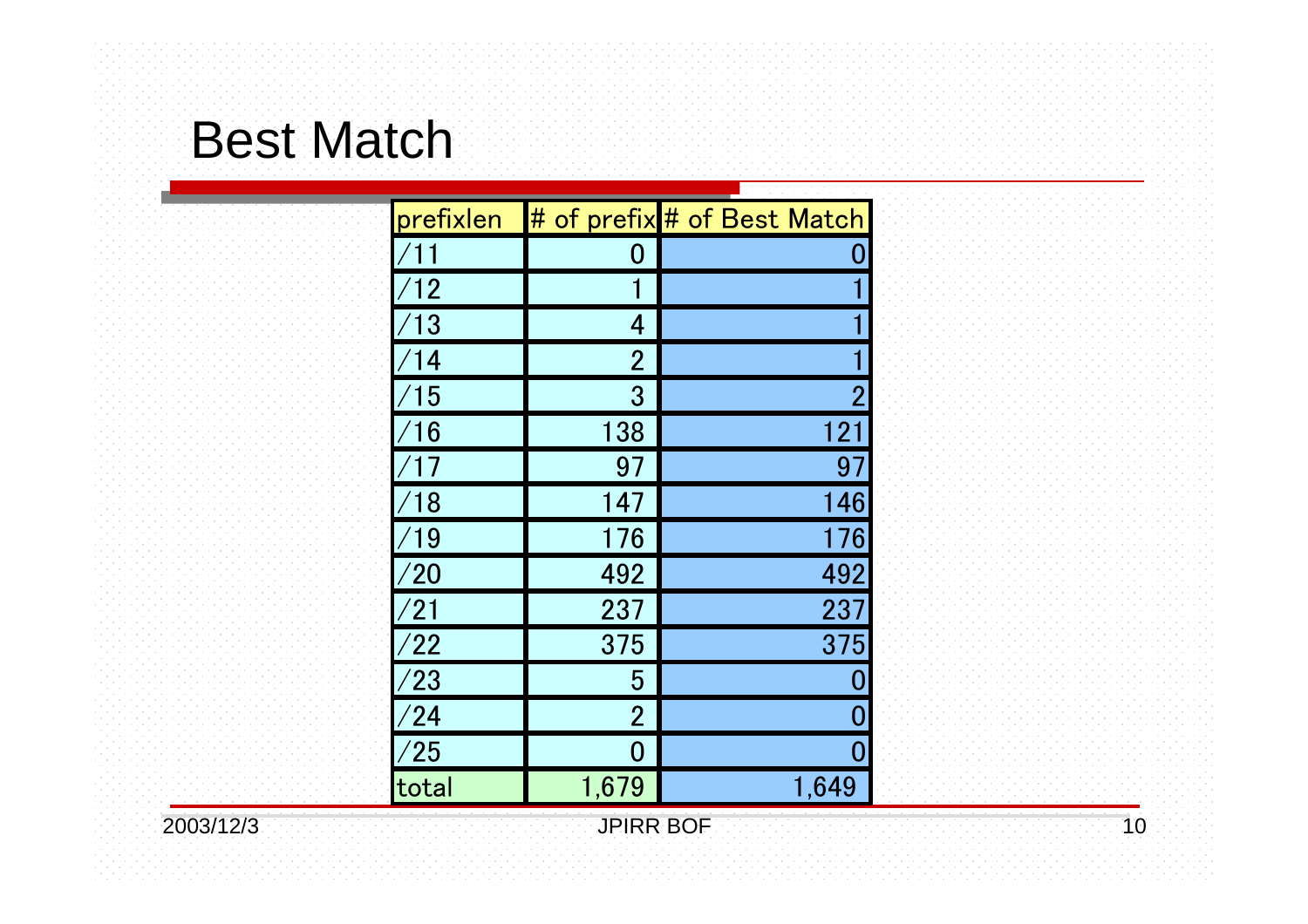# Best Match

| prefixlen | # of prefix | # of Best Match |
|---|---|---|
| /11 | 0 | 0 |
| /12 | 1 | 1 |
| /13 | 4 | 1 |
| /14 | 2 | 1 |
| /15 | 3 | 2 |
| /16 | 138 | 121 |
| /17 | 97 | 97 |
| /18 | 147 | 146 |
| /19 | 176 | 176 |
| /20 | 492 | 492 |
| /21 | 237 | 237 |
| /22 | 375 | 375 |
| /23 | 5 | 0 |
| /24 | 2 | 0 |
| /25 | 0 | 0 |
| total | 1,679 | 1,649 |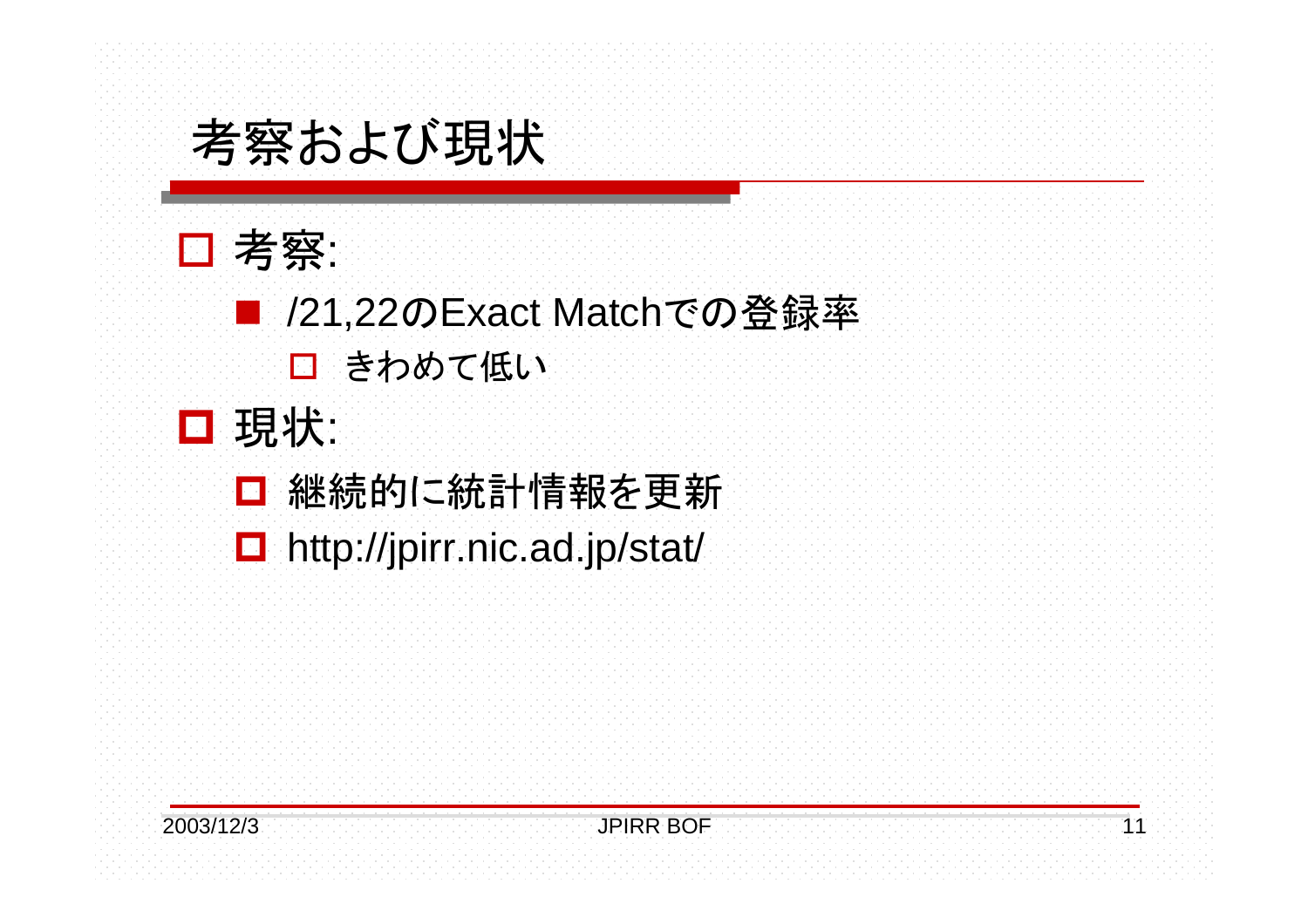# 考察および現状

- 考察:
  - /21,22のExact Matchでの登録率
    - きわめて低い
- 現状:
  - 継続的に統計情報を更新
  - http://jpirr.nic.ad.jp/stat/